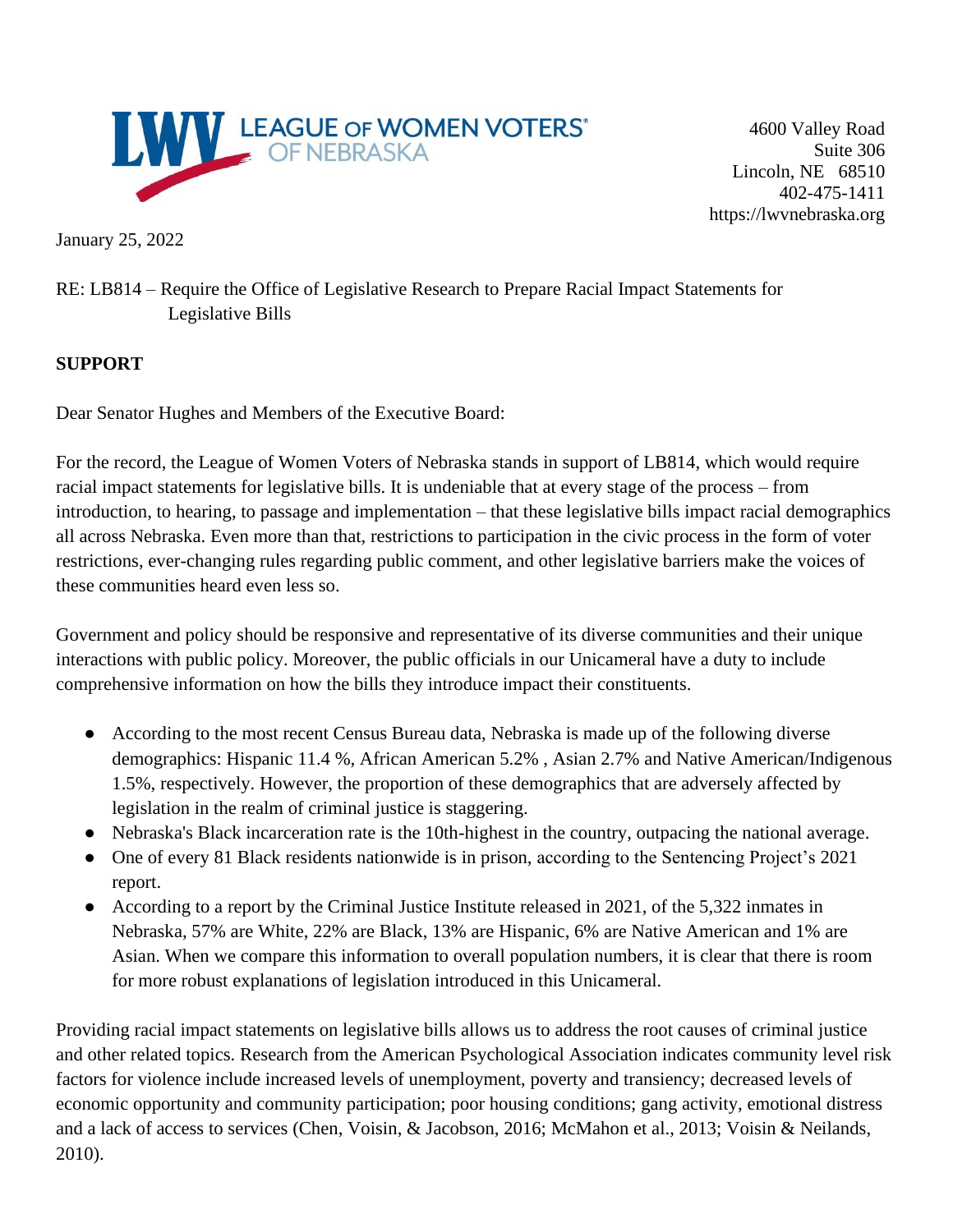LEAGUE OF WOMEN VOTERS® OF NEBRASKA

4600 Valley Road
Suite 306
Lincoln, NE 68510
402-475-1411
https://lwvnebraska.org

January 25, 2022

RE: LB814 – Require the Office of Legislative Research to Prepare Racial Impact Statements for Legislative Bills

**SUPPORT**

Dear Senator Hughes and Members of the Executive Board:

For the record, the League of Women Voters of Nebraska stands in support of LB814, which would require racial impact statements for legislative bills. It is undeniable that at every stage of the process – from introduction, to hearing, to passage and implementation – that these legislative bills impact racial demographics all across Nebraska. Even more than that, restrictions to participation in the civic process in the form of voter restrictions, ever-changing rules regarding public comment, and other legislative barriers make the voices of these communities heard even less so.

Government and policy should be responsive and representative of its diverse communities and their unique interactions with public policy. Moreover, the public officials in our Unicameral have a duty to include comprehensive information on how the bills they introduce impact their constituents.

- According to the most recent Census Bureau data, Nebraska is made up of the following diverse demographics: Hispanic 11.4 %, African American 5.2% , Asian 2.7% and Native American/Indigenous 1.5%, respectively. However, the proportion of these demographics that are adversely affected by legislation in the realm of criminal justice is staggering.
- Nebraska's Black incarceration rate is the 10th-highest in the country, outpacing the national average.
- One of every 81 Black residents nationwide is in prison, according to the Sentencing Project's 2021 report.
- According to a report by the Criminal Justice Institute released in 2021, of the 5,322 inmates in Nebraska, 57% are White, 22% are Black, 13% are Hispanic, 6% are Native American and 1% are Asian. When we compare this information to overall population numbers, it is clear that there is room for more robust explanations of legislation introduced in this Unicameral.

Providing racial impact statements on legislative bills allows us to address the root causes of criminal justice and other related topics. Research from the American Psychological Association indicates community level risk factors for violence include increased levels of unemployment, poverty and transiency; decreased levels of economic opportunity and community participation; poor housing conditions; gang activity, emotional distress and a lack of access to services (Chen, Voisin, & Jacobson, 2016; McMahon et al., 2013; Voisin & Neilands, 2010).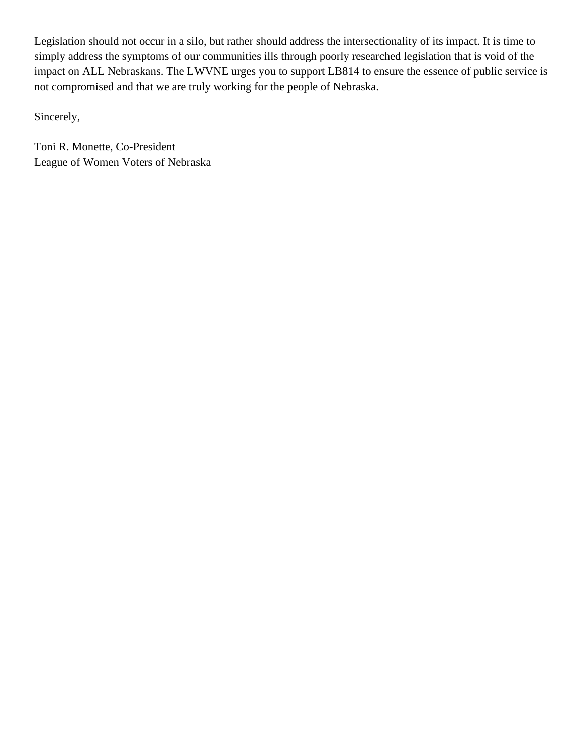Legislation should not occur in a silo, but rather should address the intersectionality of its impact. It is time to simply address the symptoms of our communities ills through poorly researched legislation that is void of the impact on ALL Nebraskans. The LWVNE urges you to support LB814 to ensure the essence of public service is not compromised and that we are truly working for the people of Nebraska.

Sincerely,

Toni R. Monette, Co-President  
League of Women Voters of Nebraska